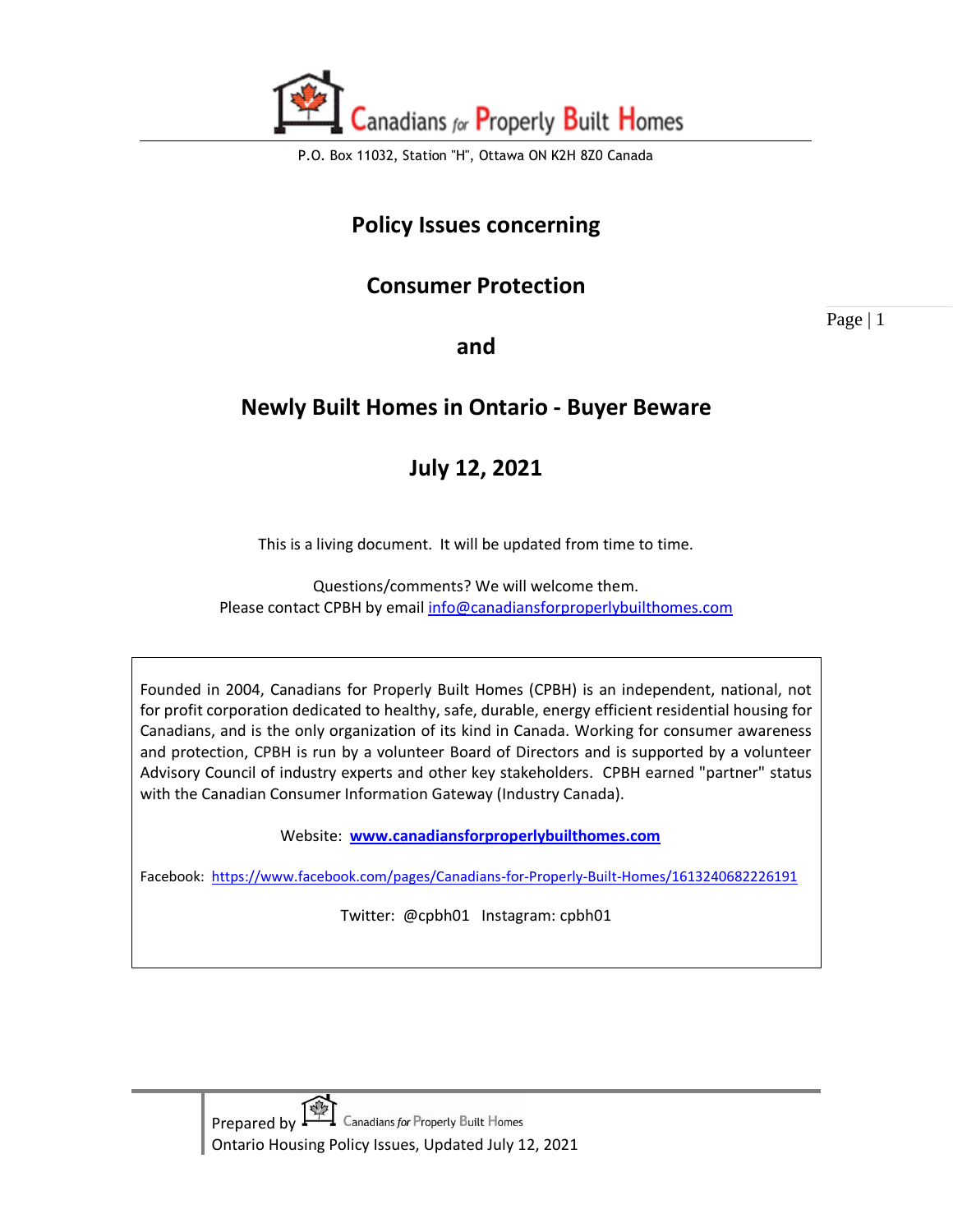Canadians for Properly Built Homes

P.O. Box 11032, Station "H", Ottawa ON K2H 8Z0 Canada

# Policy Issues concerning

# Consumer Protection

# and

# Newly Built Homes in Ontario - Buyer Beware

# July 12, 2021

This is a living document. It will be updated from time to time.

Questions/comments? We will welcome them.
Please contact CPBH by email info@canadiansforproperlybuilthomes.com

Founded in 2004, Canadians for Properly Built Homes (CPBH) is an independent, national, not for profit corporation dedicated to healthy, safe, durable, energy efficient residential housing for Canadians, and is the only organization of its kind in Canada. Working for consumer awareness and protection, CPBH is run by a volunteer Board of Directors and is supported by a volunteer Advisory Council of industry experts and other key stakeholders. CPBH earned "partner" status with the Canadian Consumer Information Gateway (Industry Canada).

Website: **www.canadiansforproperlybuilthomes.com**

Facebook: https://www.facebook.com/pages/Canadians-for-Properly-Built-Homes/1613240682226191

Twitter: @cpbh01 Instagram: cpbh01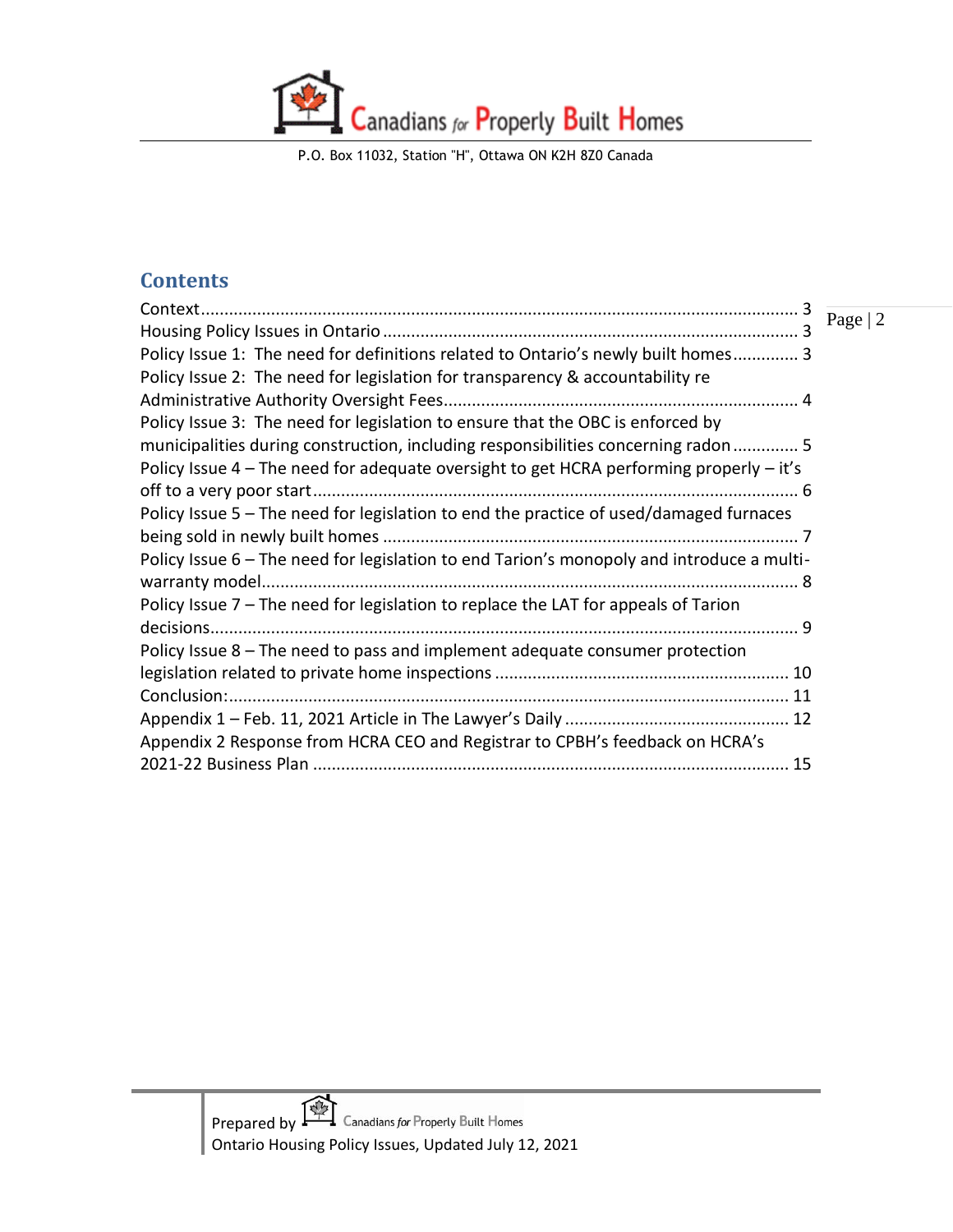## Contents

- Context ... 3
- Housing Policy Issues in Ontario ... 3
- Policy Issue 1: The need for definitions related to Ontario's newly built homes ... 3
- Policy Issue 2: The need for legislation for transparency & accountability re Administrative Authority Oversight Fees ... 4
- Policy Issue 3: The need for legislation to ensure that the OBC is enforced by municipalities during construction, including responsibilities concerning radon ... 5
- Policy Issue 4 – The need for adequate oversight to get HCRA performing properly – it's off to a very poor start ... 6
- Policy Issue 5 – The need for legislation to end the practice of used/damaged furnaces being sold in newly built homes ... 7
- Policy Issue 6 – The need for legislation to end Tarion's monopoly and introduce a multi-warranty model ... 8
- Policy Issue 7 – The need for legislation to replace the LAT for appeals of Tarion decisions ... 9
- Policy Issue 8 – The need to pass and implement adequate consumer protection legislation related to private home inspections ... 10
- Conclusion: ... 11
- Appendix 1 – Feb. 11, 2021 Article in The Lawyer's Daily ... 12
- Appendix 2 Response from HCRA CEO and Registrar to CPBH's feedback on HCRA's 2021-22 Business Plan ... 15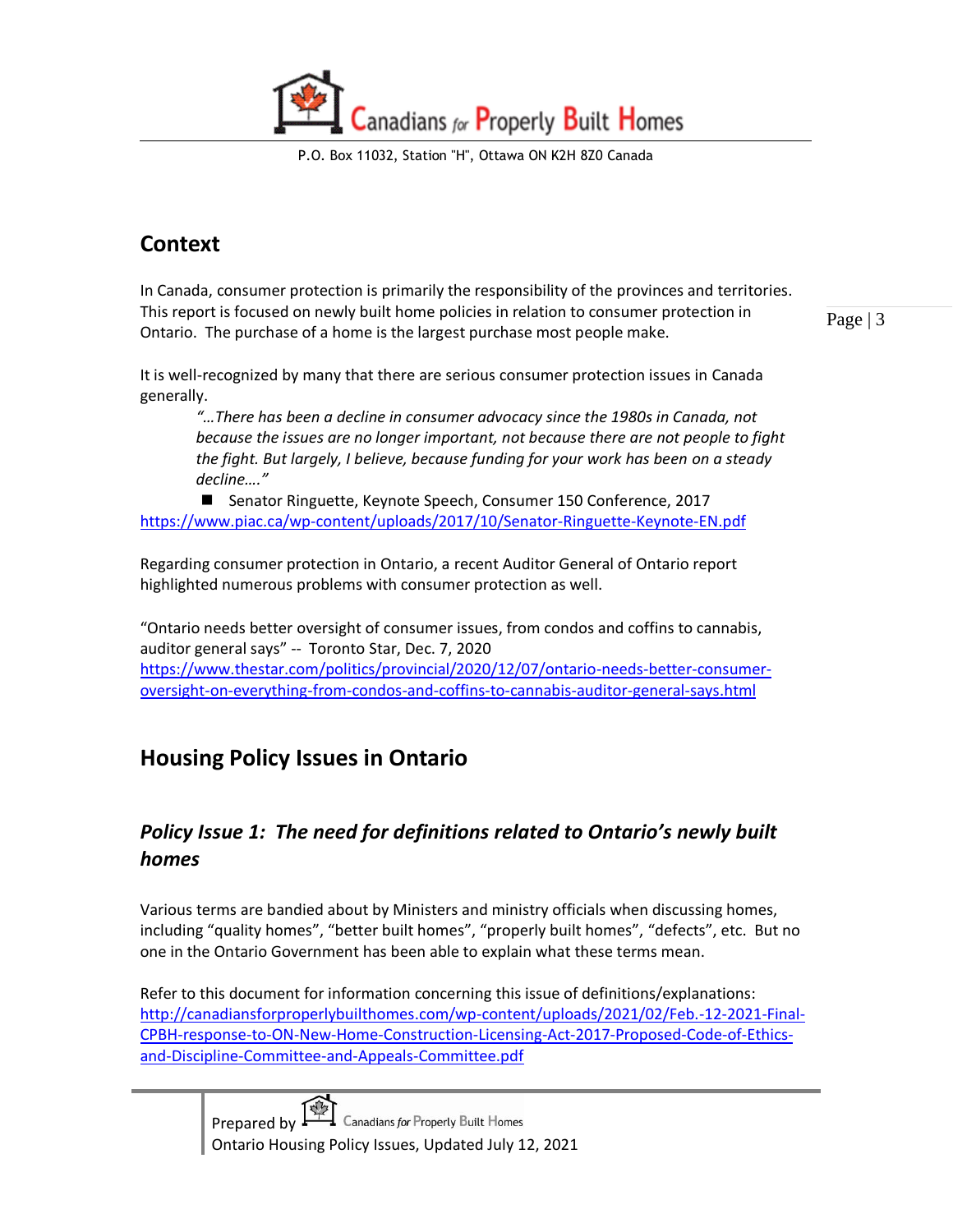## Context

In Canada, consumer protection is primarily the responsibility of the provinces and territories. This report is focused on newly built home policies in relation to consumer protection in Ontario. The purchase of a home is the largest purchase most people make.

It is well-recognized by many that there are serious consumer protection issues in Canada generally.

> *"…There has been a decline in consumer advocacy since the 1980s in Canada, not because the issues are no longer important, not because there are not people to fight the fight. But largely, I believe, because funding for your work has been on a steady decline…."*

- Senator Ringuette, Keynote Speech, Consumer 150 Conference, 2017

https://www.piac.ca/wp-content/uploads/2017/10/Senator-Ringuette-Keynote-EN.pdf

Regarding consumer protection in Ontario, a recent Auditor General of Ontario report highlighted numerous problems with consumer protection as well.

"Ontario needs better oversight of consumer issues, from condos and coffins to cannabis, auditor general says" -- Toronto Star, Dec. 7, 2020
https://www.thestar.com/politics/provincial/2020/12/07/ontario-needs-better-consumer-oversight-on-everything-from-condos-and-coffins-to-cannabis-auditor-general-says.html

## Housing Policy Issues in Ontario

### *Policy Issue 1: The need for definitions related to Ontario's newly built homes*

Various terms are bandied about by Ministers and ministry officials when discussing homes, including "quality homes", "better built homes", "properly built homes", "defects", etc. But no one in the Ontario Government has been able to explain what these terms mean.

Refer to this document for information concerning this issue of definitions/explanations:
http://canadiansforproperlybuilthomes.com/wp-content/uploads/2021/02/Feb.-12-2021-Final-CPBH-response-to-ON-New-Home-Construction-Licensing-Act-2017-Proposed-Code-of-Ethics-and-Discipline-Committee-and-Appeals-Committee.pdf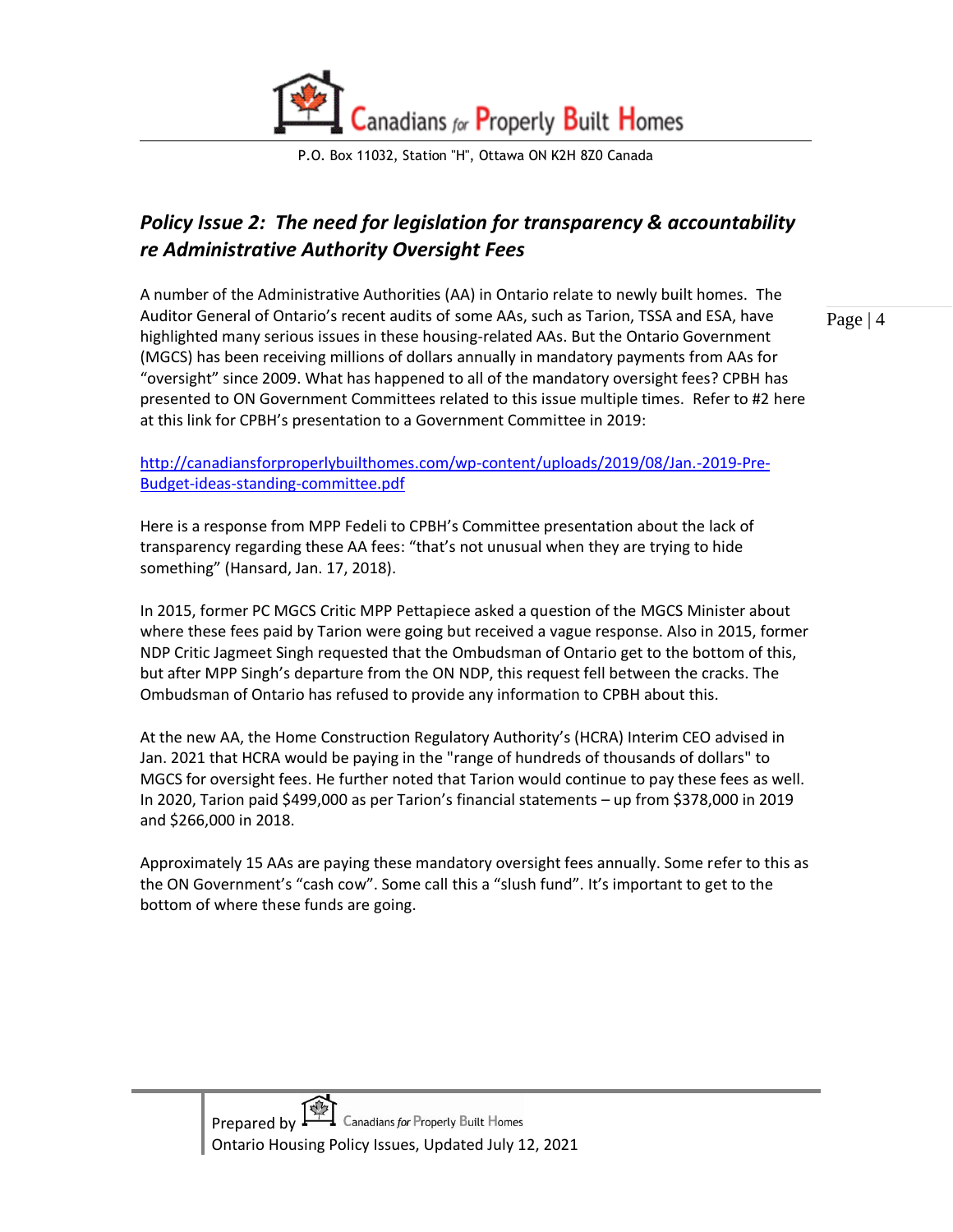## *Policy Issue 2: The need for legislation for transparency & accountability re Administrative Authority Oversight Fees*

A number of the Administrative Authorities (AA) in Ontario relate to newly built homes. The Auditor General of Ontario's recent audits of some AAs, such as Tarion, TSSA and ESA, have highlighted many serious issues in these housing-related AAs. But the Ontario Government (MGCS) has been receiving millions of dollars annually in mandatory payments from AAs for "oversight" since 2009. What has happened to all of the mandatory oversight fees? CPBH has presented to ON Government Committees related to this issue multiple times. Refer to #2 here at this link for CPBH's presentation to a Government Committee in 2019:

http://canadiansforproperlybuilthomes.com/wp-content/uploads/2019/08/Jan.-2019-Pre-Budget-ideas-standing-committee.pdf

Here is a response from MPP Fedeli to CPBH's Committee presentation about the lack of transparency regarding these AA fees: "that's not unusual when they are trying to hide something" (Hansard, Jan. 17, 2018).

In 2015, former PC MGCS Critic MPP Pettapiece asked a question of the MGCS Minister about where these fees paid by Tarion were going but received a vague response. Also in 2015, former NDP Critic Jagmeet Singh requested that the Ombudsman of Ontario get to the bottom of this, but after MPP Singh's departure from the ON NDP, this request fell between the cracks. The Ombudsman of Ontario has refused to provide any information to CPBH about this.

At the new AA, the Home Construction Regulatory Authority's (HCRA) Interim CEO advised in Jan. 2021 that HCRA would be paying in the "range of hundreds of thousands of dollars" to MGCS for oversight fees. He further noted that Tarion would continue to pay these fees as well. In 2020, Tarion paid $499,000 as per Tarion's financial statements – up from $378,000 in 2019 and $266,000 in 2018.

Approximately 15 AAs are paying these mandatory oversight fees annually. Some refer to this as the ON Government's "cash cow". Some call this a "slush fund". It's important to get to the bottom of where these funds are going.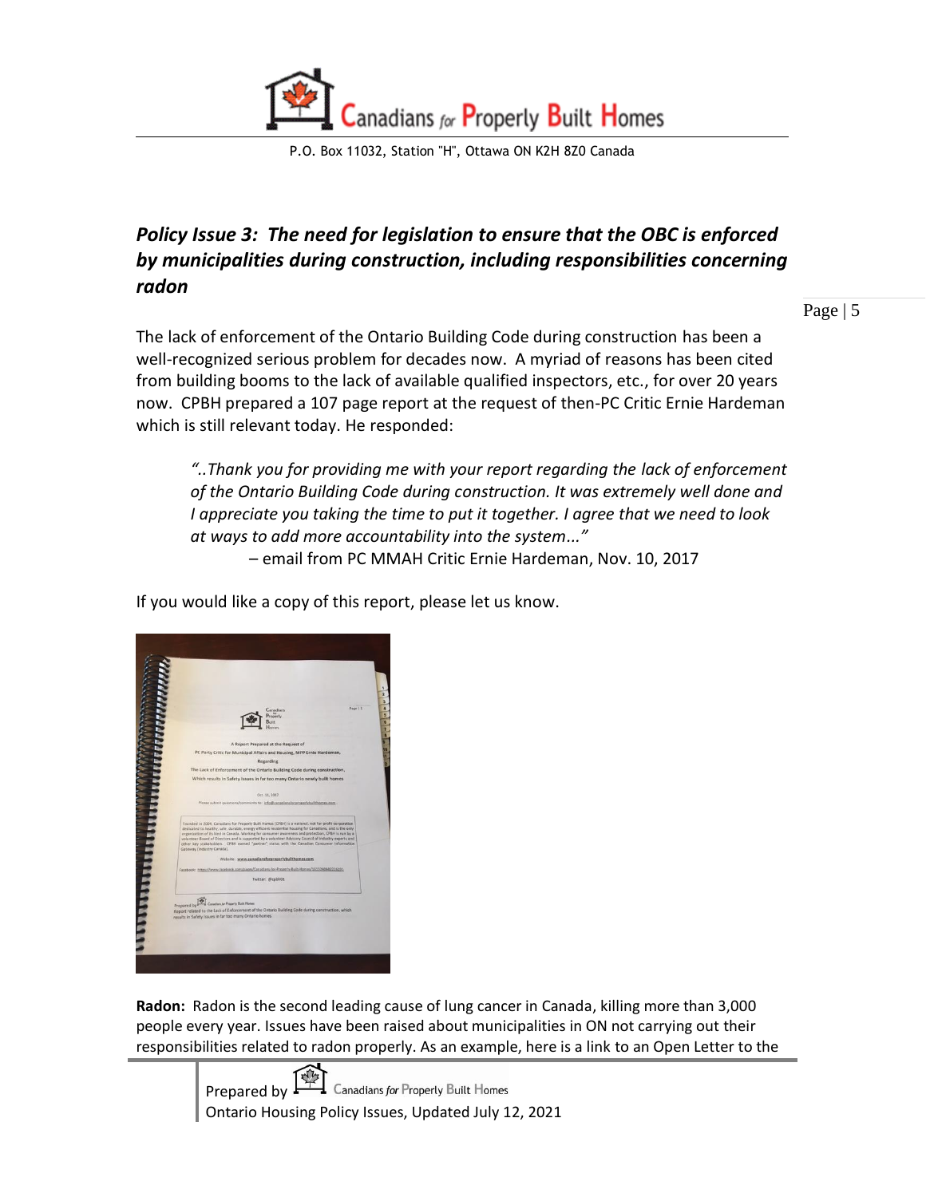## *Policy Issue 3: The need for legislation to ensure that the OBC is enforced by municipalities during construction, including responsibilities concerning radon*

The lack of enforcement of the Ontario Building Code during construction has been a well-recognized serious problem for decades now. A myriad of reasons has been cited from building booms to the lack of available qualified inspectors, etc., for over 20 years now. CPBH prepared a 107 page report at the request of then-PC Critic Ernie Hardeman which is still relevant today. He responded:

> *"..Thank you for providing me with your report regarding the lack of enforcement of the Ontario Building Code during construction. It was extremely well done and I appreciate you taking the time to put it together. I agree that we need to look at ways to add more accountability into the system..."*
>
> – email from PC MMAH Critic Ernie Hardeman, Nov. 10, 2017

If you would like a copy of this report, please let us know.

**Radon:** Radon is the second leading cause of lung cancer in Canada, killing more than 3,000 people every year. Issues have been raised about municipalities in ON not carrying out their responsibilities related to radon properly. As an example, here is a link to an Open Letter to the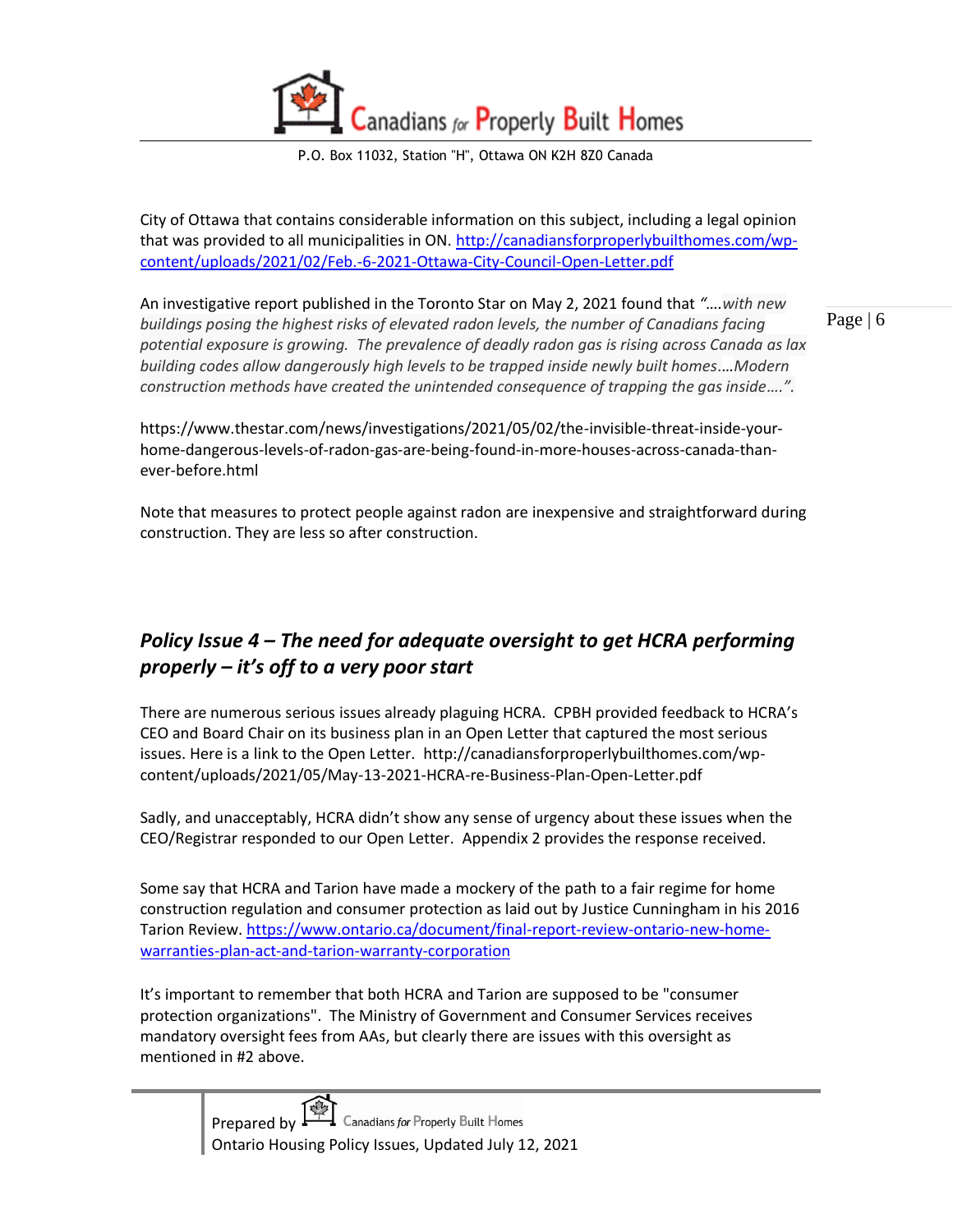City of Ottawa that contains considerable information on this subject, including a legal opinion that was provided to all municipalities in ON. http://canadiansforproperlybuilthomes.com/wp-content/uploads/2021/02/Feb.-6-2021-Ottawa-City-Council-Open-Letter.pdf

An investigative report published in the Toronto Star on May 2, 2021 found that *"….with new buildings posing the highest risks of elevated radon levels, the number of Canadians facing potential exposure is growing. The prevalence of deadly radon gas is rising across Canada as lax building codes allow dangerously high levels to be trapped inside newly built homes.…Modern construction methods have created the unintended consequence of trapping the gas inside….".*

https://www.thestar.com/news/investigations/2021/05/02/the-invisible-threat-inside-your-home-dangerous-levels-of-radon-gas-are-being-found-in-more-houses-across-canada-than-ever-before.html

Note that measures to protect people against radon are inexpensive and straightforward during construction. They are less so after construction.

## *Policy Issue 4 – The need for adequate oversight to get HCRA performing properly – it's off to a very poor start*

There are numerous serious issues already plaguing HCRA. CPBH provided feedback to HCRA's CEO and Board Chair on its business plan in an Open Letter that captured the most serious issues. Here is a link to the Open Letter. http://canadiansforproperlybuilthomes.com/wp-content/uploads/2021/05/May-13-2021-HCRA-re-Business-Plan-Open-Letter.pdf

Sadly, and unacceptably, HCRA didn't show any sense of urgency about these issues when the CEO/Registrar responded to our Open Letter. Appendix 2 provides the response received.

Some say that HCRA and Tarion have made a mockery of the path to a fair regime for home construction regulation and consumer protection as laid out by Justice Cunningham in his 2016 Tarion Review. https://www.ontario.ca/document/final-report-review-ontario-new-home-warranties-plan-act-and-tarion-warranty-corporation

It's important to remember that both HCRA and Tarion are supposed to be "consumer protection organizations". The Ministry of Government and Consumer Services receives mandatory oversight fees from AAs, but clearly there are issues with this oversight as mentioned in #2 above.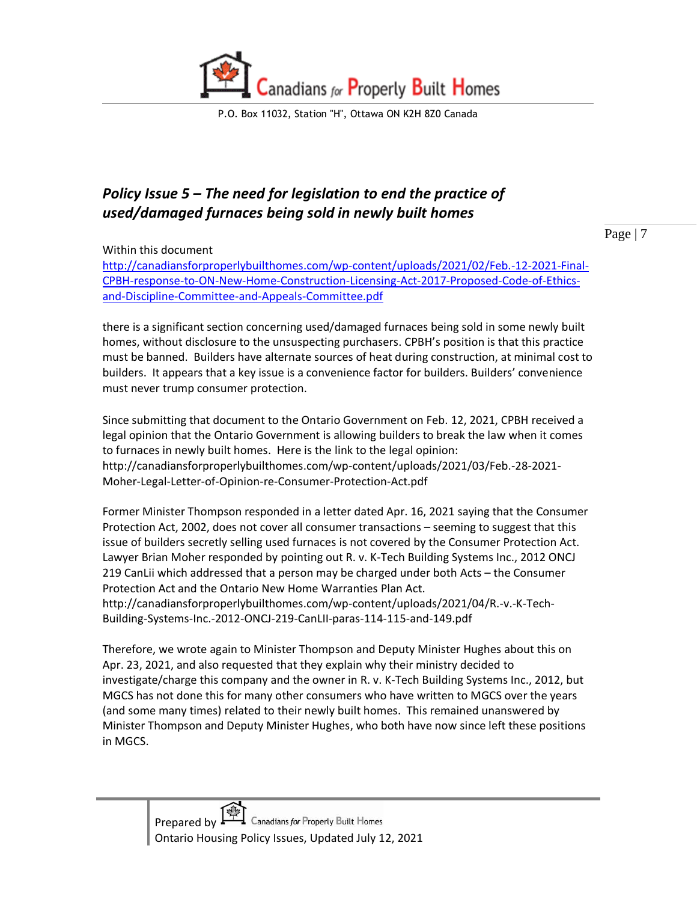## *Policy Issue 5 – The need for legislation to end the practice of used/damaged furnaces being sold in newly built homes*

Within this document
[http://canadiansforproperlybuilthomes.com/wp-content/uploads/2021/02/Feb.-12-2021-Final-CPBH-response-to-ON-New-Home-Construction-Licensing-Act-2017-Proposed-Code-of-Ethics-and-Discipline-Committee-and-Appeals-Committee.pdf](http://canadiansforproperlybuilthomes.com/wp-content/uploads/2021/02/Feb.-12-2021-Final-CPBH-response-to-ON-New-Home-Construction-Licensing-Act-2017-Proposed-Code-of-Ethics-and-Discipline-Committee-and-Appeals-Committee.pdf)

there is a significant section concerning used/damaged furnaces being sold in some newly built homes, without disclosure to the unsuspecting purchasers. CPBH's position is that this practice must be banned. Builders have alternate sources of heat during construction, at minimal cost to builders. It appears that a key issue is a convenience factor for builders. Builders' convenience must never trump consumer protection.

Since submitting that document to the Ontario Government on Feb. 12, 2021, CPBH received a legal opinion that the Ontario Government is allowing builders to break the law when it comes to furnaces in newly built homes. Here is the link to the legal opinion:
http://canadiansforproperlybuilthomes.com/wp-content/uploads/2021/03/Feb.-28-2021-Moher-Legal-Letter-of-Opinion-re-Consumer-Protection-Act.pdf

Former Minister Thompson responded in a letter dated Apr. 16, 2021 saying that the Consumer Protection Act, 2002, does not cover all consumer transactions – seeming to suggest that this issue of builders secretly selling used furnaces is not covered by the Consumer Protection Act. Lawyer Brian Moher responded by pointing out R. v. K-Tech Building Systems Inc., 2012 ONCJ 219 CanLii which addressed that a person may be charged under both Acts – the Consumer Protection Act and the Ontario New Home Warranties Plan Act.
http://canadiansforproperlybuilthomes.com/wp-content/uploads/2021/04/R.-v.-K-Tech-Building-Systems-Inc.-2012-ONCJ-219-CanLII-paras-114-115-and-149.pdf

Therefore, we wrote again to Minister Thompson and Deputy Minister Hughes about this on Apr. 23, 2021, and also requested that they explain why their ministry decided to investigate/charge this company and the owner in R. v. K-Tech Building Systems Inc., 2012, but MGCS has not done this for many other consumers who have written to MGCS over the years (and some many times) related to their newly built homes. This remained unanswered by Minister Thompson and Deputy Minister Hughes, who both have now since left these positions in MGCS.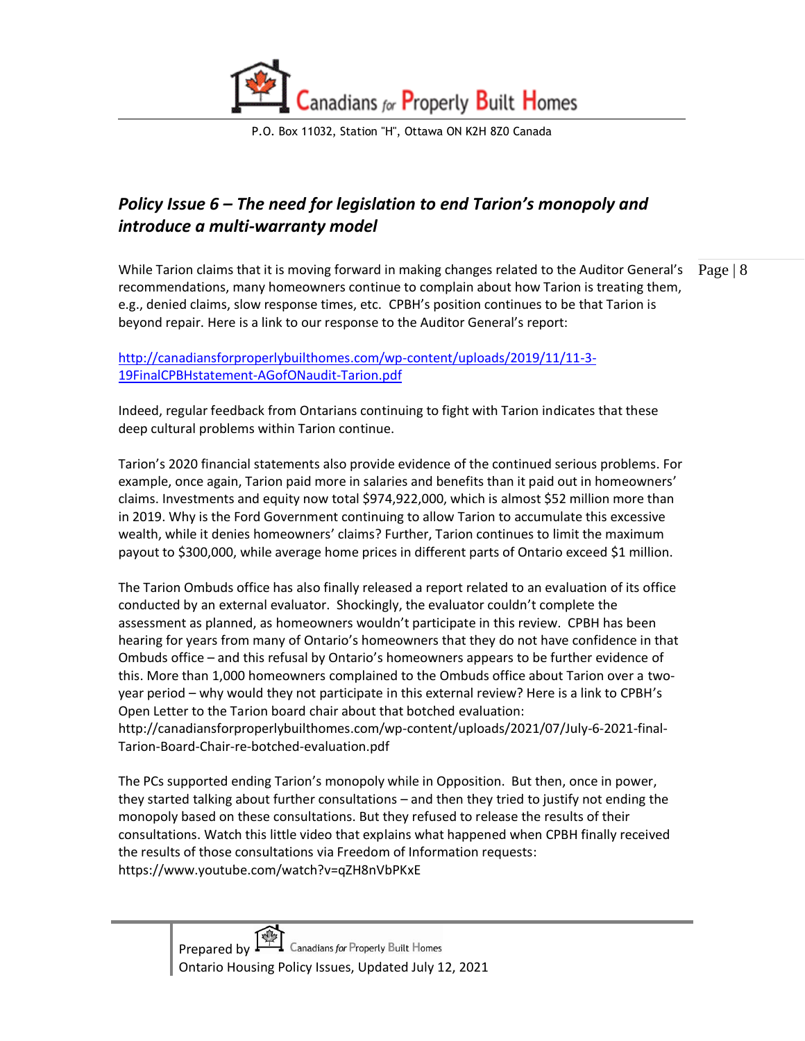## *Policy Issue 6 – The need for legislation to end Tarion's monopoly and introduce a multi-warranty model*

While Tarion claims that it is moving forward in making changes related to the Auditor General's recommendations, many homeowners continue to complain about how Tarion is treating them, e.g., denied claims, slow response times, etc. CPBH's position continues to be that Tarion is beyond repair. Here is a link to our response to the Auditor General's report:

http://canadiansforproperlybuilthomes.com/wp-content/uploads/2019/11/11-3-19FinalCPBHstatement-AGofONaudit-Tarion.pdf

Indeed, regular feedback from Ontarians continuing to fight with Tarion indicates that these deep cultural problems within Tarion continue.

Tarion's 2020 financial statements also provide evidence of the continued serious problems. For example, once again, Tarion paid more in salaries and benefits than it paid out in homeowners' claims. Investments and equity now total $974,922,000, which is almost $52 million more than in 2019. Why is the Ford Government continuing to allow Tarion to accumulate this excessive wealth, while it denies homeowners' claims? Further, Tarion continues to limit the maximum payout to $300,000, while average home prices in different parts of Ontario exceed $1 million.

The Tarion Ombuds office has also finally released a report related to an evaluation of its office conducted by an external evaluator. Shockingly, the evaluator couldn't complete the assessment as planned, as homeowners wouldn't participate in this review. CPBH has been hearing for years from many of Ontario's homeowners that they do not have confidence in that Ombuds office – and this refusal by Ontario's homeowners appears to be further evidence of this. More than 1,000 homeowners complained to the Ombuds office about Tarion over a two-year period – why would they not participate in this external review? Here is a link to CPBH's Open Letter to the Tarion board chair about that botched evaluation: http://canadiansforproperlybuilthomes.com/wp-content/uploads/2021/07/July-6-2021-final-Tarion-Board-Chair-re-botched-evaluation.pdf

The PCs supported ending Tarion's monopoly while in Opposition. But then, once in power, they started talking about further consultations – and then they tried to justify not ending the monopoly based on these consultations. But they refused to release the results of their consultations. Watch this little video that explains what happened when CPBH finally received the results of those consultations via Freedom of Information requests: https://www.youtube.com/watch?v=qZH8nVbPKxE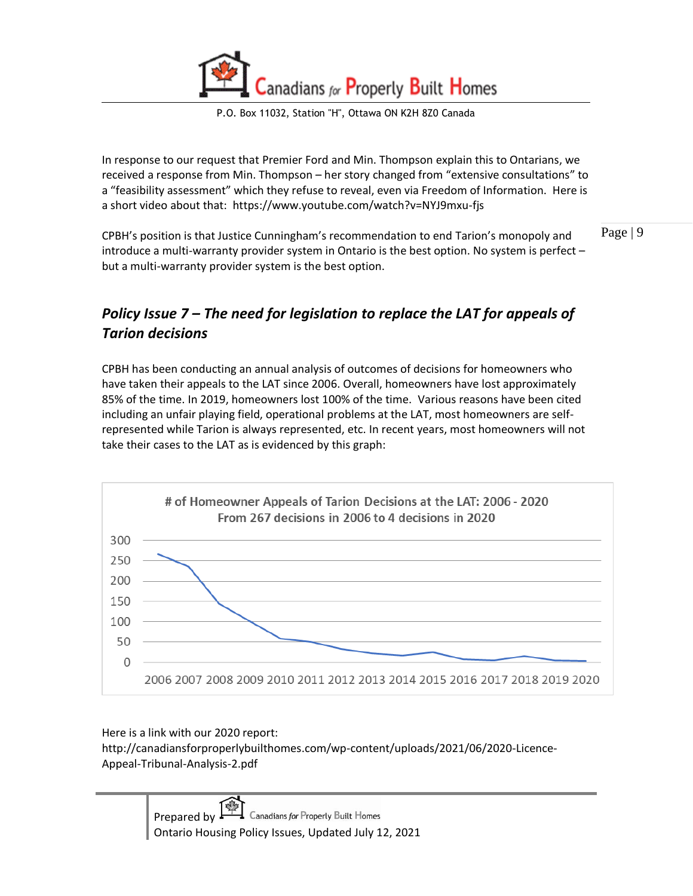In response to our request that Premier Ford and Min. Thompson explain this to Ontarians, we received a response from Min. Thompson – her story changed from "extensive consultations" to a "feasibility assessment" which they refuse to reveal, even via Freedom of Information. Here is a short video about that: https://www.youtube.com/watch?v=NYJ9mxu-fjs

CPBH's position is that Justice Cunningham's recommendation to end Tarion's monopoly and introduce a multi-warranty provider system in Ontario is the best option. No system is perfect – but a multi-warranty provider system is the best option.

## *Policy Issue 7 – The need for legislation to replace the LAT for appeals of Tarion decisions*

CPBH has been conducting an annual analysis of outcomes of decisions for homeowners who have taken their appeals to the LAT since 2006. Overall, homeowners have lost approximately 85% of the time. In 2019, homeowners lost 100% of the time. Various reasons have been cited including an unfair playing field, operational problems at the LAT, most homeowners are self-represented while Tarion is always represented, etc. In recent years, most homeowners will not take their cases to the LAT as is evidenced by this graph:

# of Homeowner Appeals of Tarion Decisions at the LAT: 2006 - 2020
From 267 decisions in 2006 to 4 decisions in 2020

Here is a link with our 2020 report:
http://canadiansforproperlybuilthomes.com/wp-content/uploads/2021/06/2020-Licence-Appeal-Tribunal-Analysis-2.pdf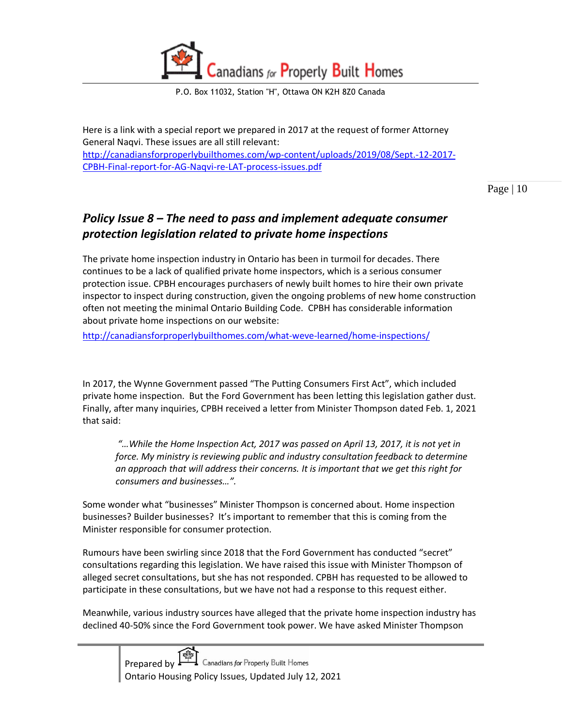Here is a link with a special report we prepared in 2017 at the request of former Attorney General Naqvi. These issues are all still relevant: http://canadiansforproperlybuilthomes.com/wp-content/uploads/2019/08/Sept.-12-2017-CPBH-Final-report-for-AG-Naqvi-re-LAT-process-issues.pdf

## *Policy Issue 8 – The need to pass and implement adequate consumer protection legislation related to private home inspections*

The private home inspection industry in Ontario has been in turmoil for decades. There continues to be a lack of qualified private home inspectors, which is a serious consumer protection issue. CPBH encourages purchasers of newly built homes to hire their own private inspector to inspect during construction, given the ongoing problems of new home construction often not meeting the minimal Ontario Building Code. CPBH has considerable information about private home inspections on our website:

http://canadiansforproperlybuilthomes.com/what-weve-learned/home-inspections/

In 2017, the Wynne Government passed "The Putting Consumers First Act", which included private home inspection. But the Ford Government has been letting this legislation gather dust. Finally, after many inquiries, CPBH received a letter from Minister Thompson dated Feb. 1, 2021 that said:

> *"…While the Home Inspection Act, 2017 was passed on April 13, 2017, it is not yet in force. My ministry is reviewing public and industry consultation feedback to determine an approach that will address their concerns. It is important that we get this right for consumers and businesses…".*

Some wonder what "businesses" Minister Thompson is concerned about. Home inspection businesses? Builder businesses? It's important to remember that this is coming from the Minister responsible for consumer protection.

Rumours have been swirling since 2018 that the Ford Government has conducted "secret" consultations regarding this legislation. We have raised this issue with Minister Thompson of alleged secret consultations, but she has not responded. CPBH has requested to be allowed to participate in these consultations, but we have not had a response to this request either.

Meanwhile, various industry sources have alleged that the private home inspection industry has declined 40-50% since the Ford Government took power. We have asked Minister Thompson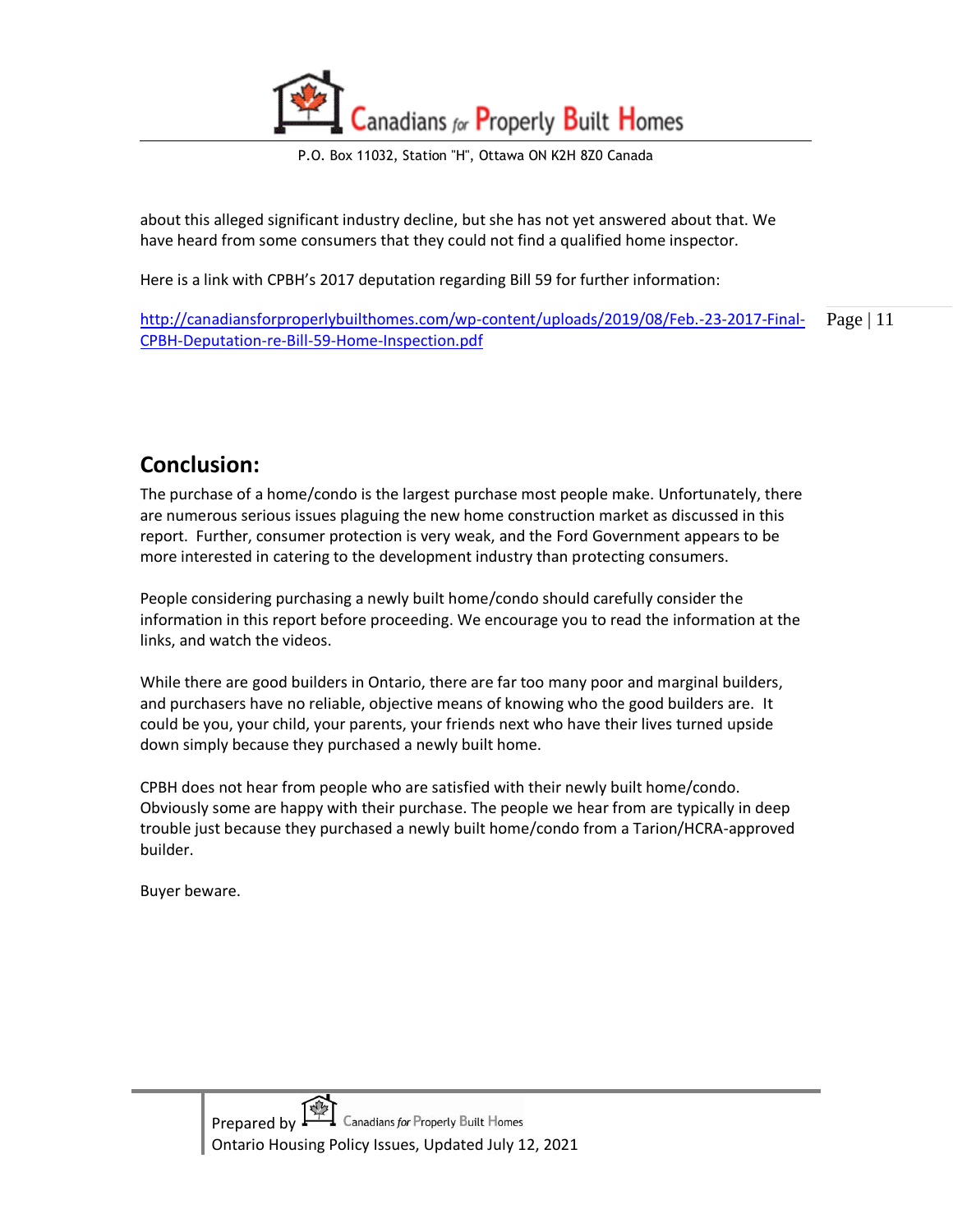about this alleged significant industry decline, but she has not yet answered about that. We have heard from some consumers that they could not find a qualified home inspector.

Here is a link with CPBH's 2017 deputation regarding Bill 59 for further information:

http://canadiansforproperlybuilthomes.com/wp-content/uploads/2019/08/Feb.-23-2017-Final-CPBH-Deputation-re-Bill-59-Home-Inspection.pdf

## Conclusion:

The purchase of a home/condo is the largest purchase most people make. Unfortunately, there are numerous serious issues plaguing the new home construction market as discussed in this report. Further, consumer protection is very weak, and the Ford Government appears to be more interested in catering to the development industry than protecting consumers.

People considering purchasing a newly built home/condo should carefully consider the information in this report before proceeding. We encourage you to read the information at the links, and watch the videos.

While there are good builders in Ontario, there are far too many poor and marginal builders, and purchasers have no reliable, objective means of knowing who the good builders are. It could be you, your child, your parents, your friends next who have their lives turned upside down simply because they purchased a newly built home.

CPBH does not hear from people who are satisfied with their newly built home/condo. Obviously some are happy with their purchase. The people we hear from are typically in deep trouble just because they purchased a newly built home/condo from a Tarion/HCRA-approved builder.

Buyer beware.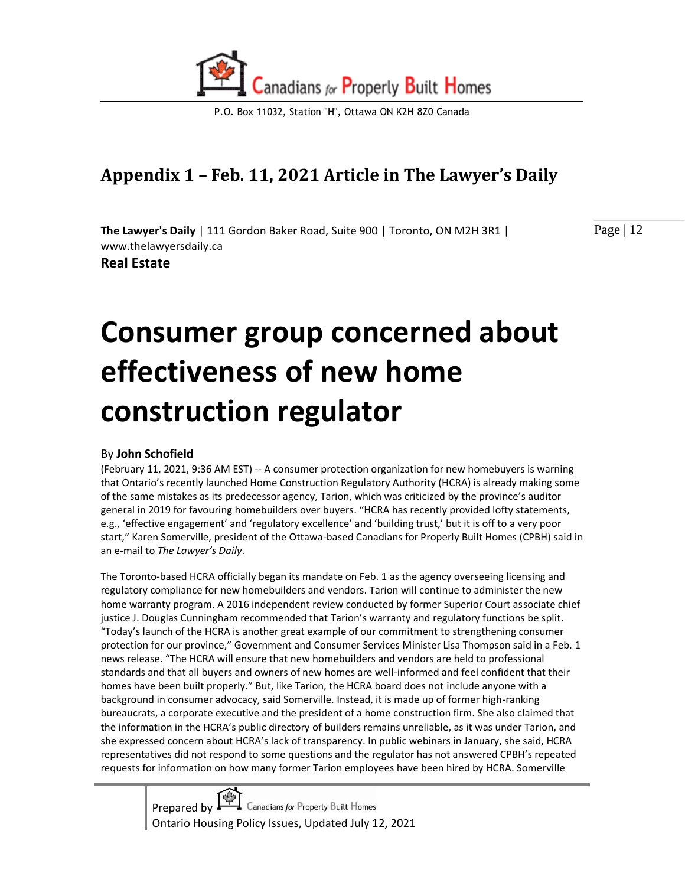## Appendix 1 – Feb. 11, 2021 Article in The Lawyer's Daily

**The Lawyer's Daily** | 111 Gordon Baker Road, Suite 900 | Toronto, ON M2H 3R1 | www.thelawyersdaily.ca

**Real Estate**

# Consumer group concerned about effectiveness of new home construction regulator

By **John Schofield**

(February 11, 2021, 9:36 AM EST) -- A consumer protection organization for new homebuyers is warning that Ontario's recently launched Home Construction Regulatory Authority (HCRA) is already making some of the same mistakes as its predecessor agency, Tarion, which was criticized by the province's auditor general in 2019 for favouring homebuilders over buyers. "HCRA has recently provided lofty statements, e.g., 'effective engagement' and 'regulatory excellence' and 'building trust,' but it is off to a very poor start," Karen Somerville, president of the Ottawa-based Canadians for Properly Built Homes (CPBH) said in an e-mail to *The Lawyer's Daily*.

The Toronto-based HCRA officially began its mandate on Feb. 1 as the agency overseeing licensing and regulatory compliance for new homebuilders and vendors. Tarion will continue to administer the new home warranty program. A 2016 independent review conducted by former Superior Court associate chief justice J. Douglas Cunningham recommended that Tarion's warranty and regulatory functions be split. "Today's launch of the HCRA is another great example of our commitment to strengthening consumer protection for our province," Government and Consumer Services Minister Lisa Thompson said in a Feb. 1 news release. "The HCRA will ensure that new homebuilders and vendors are held to professional standards and that all buyers and owners of new homes are well-informed and feel confident that their homes have been built properly." But, like Tarion, the HCRA board does not include anyone with a background in consumer advocacy, said Somerville. Instead, it is made up of former high-ranking bureaucrats, a corporate executive and the president of a home construction firm. She also claimed that the information in the HCRA's public directory of builders remains unreliable, as it was under Tarion, and she expressed concern about HCRA's lack of transparency. In public webinars in January, she said, HCRA representatives did not respond to some questions and the regulator has not answered CPBH's repeated requests for information on how many former Tarion employees have been hired by HCRA. Somerville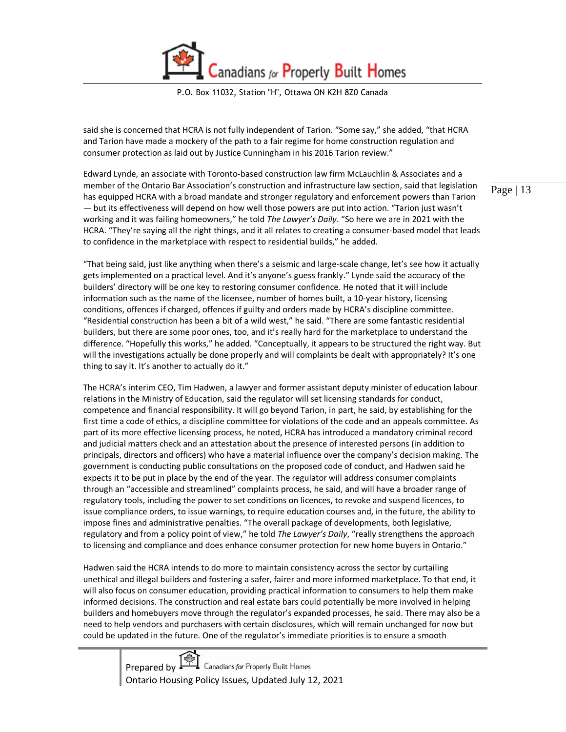said she is concerned that HCRA is not fully independent of Tarion. "Some say," she added, "that HCRA and Tarion have made a mockery of the path to a fair regime for home construction regulation and consumer protection as laid out by Justice Cunningham in his 2016 Tarion review."

Edward Lynde, an associate with Toronto-based construction law firm McLauchlin & Associates and a member of the Ontario Bar Association's construction and infrastructure law section, said that legislation has equipped HCRA with a broad mandate and stronger regulatory and enforcement powers than Tarion — but its effectiveness will depend on how well those powers are put into action. "Tarion just wasn't working and it was failing homeowners," he told *The Lawyer's Daily*. "So here we are in 2021 with the HCRA. "They're saying all the right things, and it all relates to creating a consumer-based model that leads to confidence in the marketplace with respect to residential builds," he added.

"That being said, just like anything when there's a seismic and large-scale change, let's see how it actually gets implemented on a practical level. And it's anyone's guess frankly." Lynde said the accuracy of the builders' directory will be one key to restoring consumer confidence. He noted that it will include information such as the name of the licensee, number of homes built, a 10-year history, licensing conditions, offences if charged, offences if guilty and orders made by HCRA's discipline committee. "Residential construction has been a bit of a wild west," he said. "There are some fantastic residential builders, but there are some poor ones, too, and it's really hard for the marketplace to understand the difference. "Hopefully this works," he added. "Conceptually, it appears to be structured the right way. But will the investigations actually be done properly and will complaints be dealt with appropriately? It's one thing to say it. It's another to actually do it."

The HCRA's interim CEO, Tim Hadwen, a lawyer and former assistant deputy minister of education labour relations in the Ministry of Education, said the regulator will set licensing standards for conduct, competence and financial responsibility. It will go beyond Tarion, in part, he said, by establishing for the first time a code of ethics, a discipline committee for violations of the code and an appeals committee. As part of its more effective licensing process, he noted, HCRA has introduced a mandatory criminal record and judicial matters check and an attestation about the presence of interested persons (in addition to principals, directors and officers) who have a material influence over the company's decision making. The government is conducting public consultations on the proposed code of conduct, and Hadwen said he expects it to be put in place by the end of the year. The regulator will address consumer complaints through an "accessible and streamlined" complaints process, he said, and will have a broader range of regulatory tools, including the power to set conditions on licences, to revoke and suspend licences, to issue compliance orders, to issue warnings, to require education courses and, in the future, the ability to impose fines and administrative penalties. "The overall package of developments, both legislative, regulatory and from a policy point of view," he told *The Lawyer's Daily*, "really strengthens the approach to licensing and compliance and does enhance consumer protection for new home buyers in Ontario."

Hadwen said the HCRA intends to do more to maintain consistency across the sector by curtailing unethical and illegal builders and fostering a safer, fairer and more informed marketplace. To that end, it will also focus on consumer education, providing practical information to consumers to help them make informed decisions. The construction and real estate bars could potentially be more involved in helping builders and homebuyers move through the regulator's expanded processes, he said. There may also be a need to help vendors and purchasers with certain disclosures, which will remain unchanged for now but could be updated in the future. One of the regulator's immediate priorities is to ensure a smooth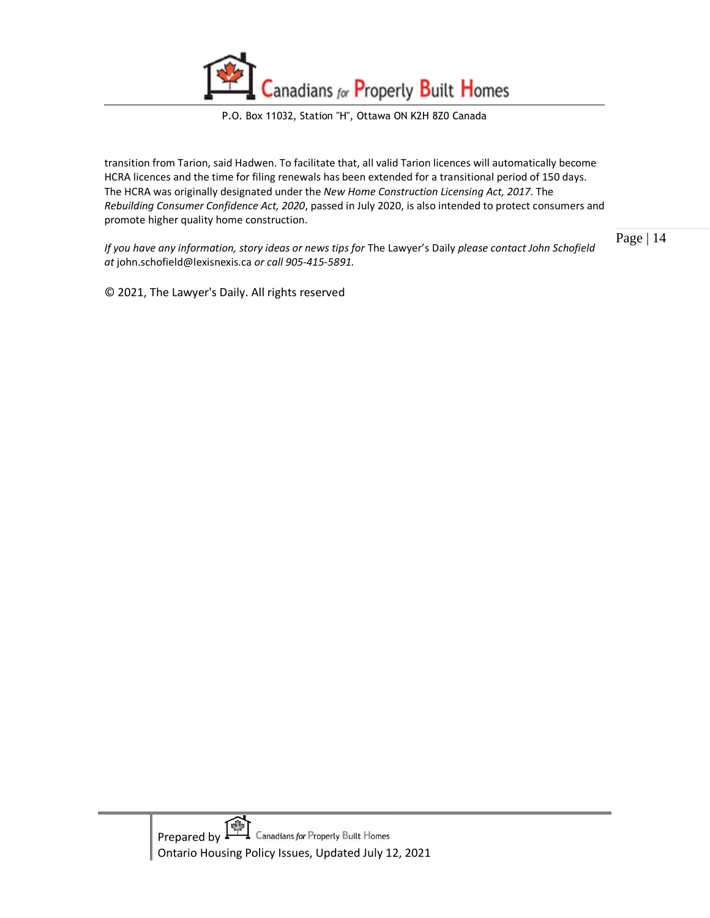transition from Tarion, said Hadwen. To facilitate that, all valid Tarion licences will automatically become HCRA licences and the time for filing renewals has been extended for a transitional period of 150 days. The HCRA was originally designated under the *New Home Construction Licensing Act, 2017*. The *Rebuilding Consumer Confidence Act, 2020*, passed in July 2020, is also intended to protect consumers and promote higher quality home construction.

*If you have any information, story ideas or news tips for* The Lawyer's Daily *please contact John Schofield at* john.schofield@lexisnexis.ca *or call 905-415-5891.*

© 2021, The Lawyer's Daily. All rights reserved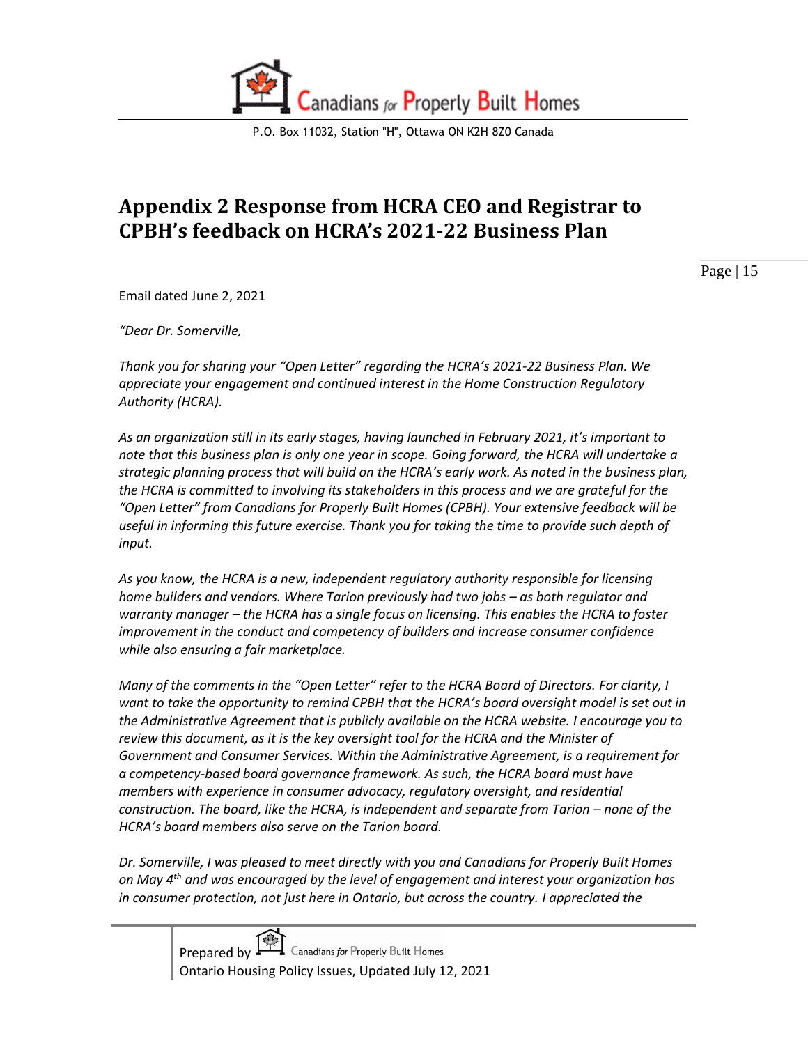# Appendix 2 Response from HCRA CEO and Registrar to CPBH's feedback on HCRA's 2021-22 Business Plan

Email dated June 2, 2021

*"Dear Dr. Somerville,*

*Thank you for sharing your "Open Letter" regarding the HCRA's 2021-22 Business Plan. We appreciate your engagement and continued interest in the Home Construction Regulatory Authority (HCRA).*

*As an organization still in its early stages, having launched in February 2021, it's important to note that this business plan is only one year in scope. Going forward, the HCRA will undertake a strategic planning process that will build on the HCRA's early work. As noted in the business plan, the HCRA is committed to involving its stakeholders in this process and we are grateful for the "Open Letter" from Canadians for Properly Built Homes (CPBH). Your extensive feedback will be useful in informing this future exercise. Thank you for taking the time to provide such depth of input.*

*As you know, the HCRA is a new, independent regulatory authority responsible for licensing home builders and vendors. Where Tarion previously had two jobs – as both regulator and warranty manager – the HCRA has a single focus on licensing. This enables the HCRA to foster improvement in the conduct and competency of builders and increase consumer confidence while also ensuring a fair marketplace.*

*Many of the comments in the "Open Letter" refer to the HCRA Board of Directors. For clarity, I want to take the opportunity to remind CPBH that the HCRA's board oversight model is set out in the Administrative Agreement that is publicly available on the HCRA website. I encourage you to review this document, as it is the key oversight tool for the HCRA and the Minister of Government and Consumer Services. Within the Administrative Agreement, is a requirement for a competency-based board governance framework. As such, the HCRA board must have members with experience in consumer advocacy, regulatory oversight, and residential construction. The board, like the HCRA, is independent and separate from Tarion – none of the HCRA's board members also serve on the Tarion board.*

*Dr. Somerville, I was pleased to meet directly with you and Canadians for Properly Built Homes on May 4th and was encouraged by the level of engagement and interest your organization has in consumer protection, not just here in Ontario, but across the country. I appreciated the*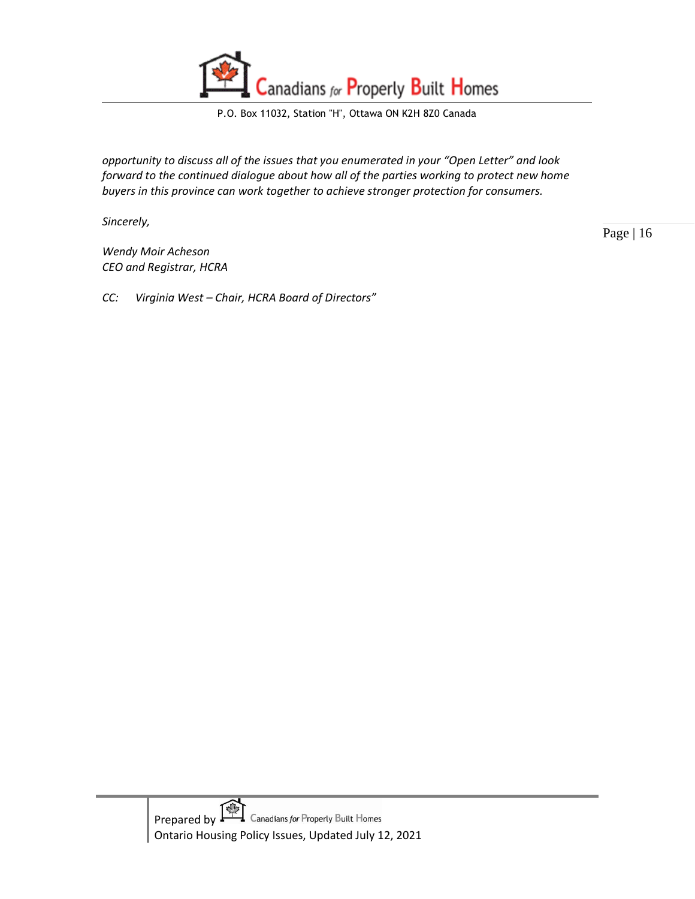*opportunity to discuss all of the issues that you enumerated in your "Open Letter" and look forward to the continued dialogue about how all of the parties working to protect new home buyers in this province can work together to achieve stronger protection for consumers.*

*Sincerely,*

*Wendy Moir Acheson*
*CEO and Registrar, HCRA*

*CC: Virginia West – Chair, HCRA Board of Directors"*